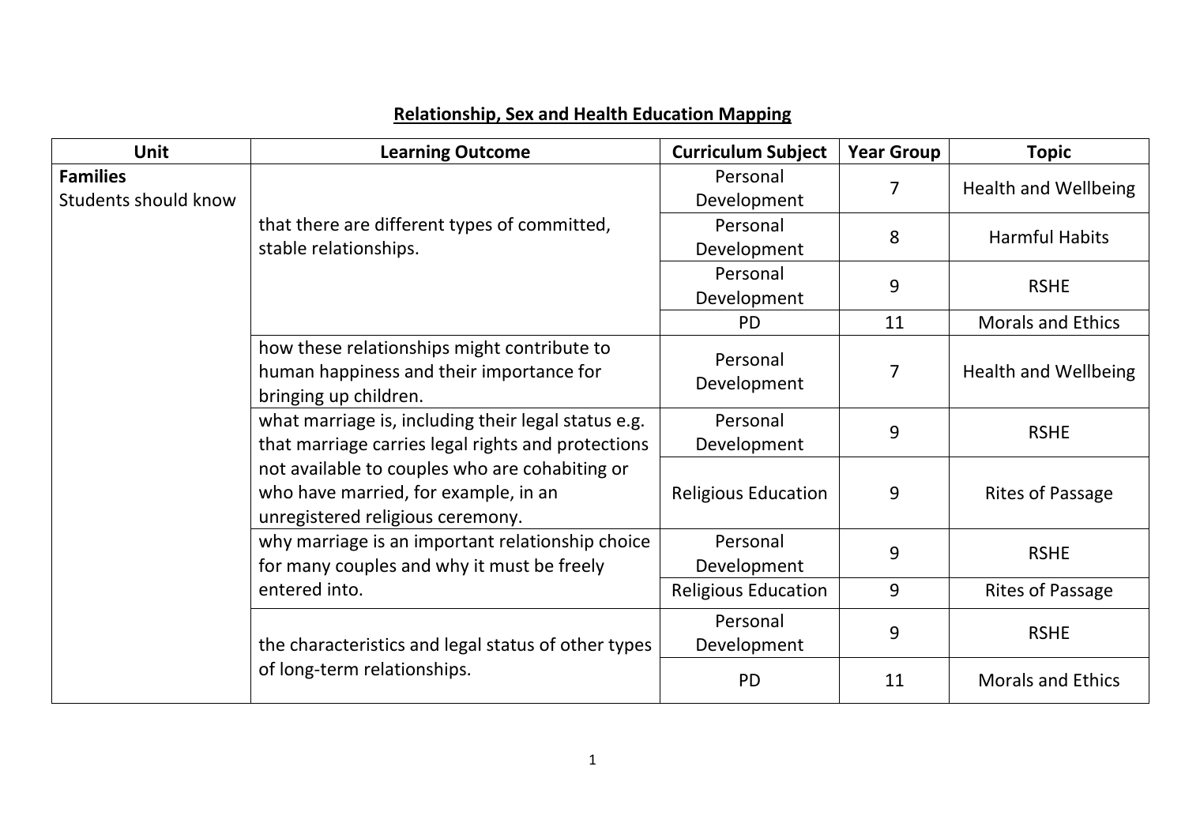## Relationship, Sex and Health Education Mapping

| Unit | Learning Outcome | Curriculum Subject | Year Group | Topic |
|---|---|---|---|---|
| **Families**<br>Students should know | that there are different types of committed, stable relationships. | Personal Development | 7 | Health and Wellbeing |
| | | Personal Development | 8 | Harmful Habits |
| | | Personal Development | 9 | RSHE |
| | | PD | 11 | Morals and Ethics |
| | how these relationships might contribute to human happiness and their importance for bringing up children. | Personal Development | 7 | Health and Wellbeing |
| | what marriage is, including their legal status e.g. that marriage carries legal rights and protections not available to couples who are cohabiting or who have married, for example, in an unregistered religious ceremony. | Personal Development | 9 | RSHE |
| | | Religious Education | 9 | Rites of Passage |
| | why marriage is an important relationship choice for many couples and why it must be freely entered into. | Personal Development | 9 | RSHE |
| | | Religious Education | 9 | Rites of Passage |
| | the characteristics and legal status of other types of long-term relationships. | Personal Development | 9 | RSHE |
| | | PD | 11 | Morals and Ethics |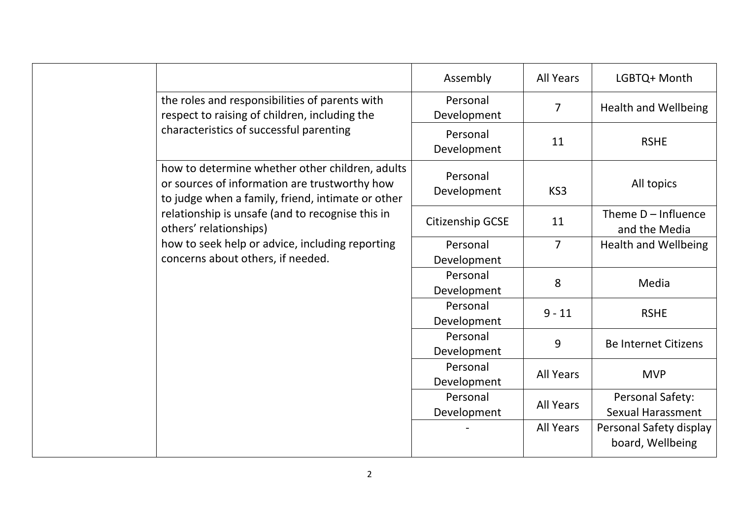| | | | | |
|---|---|---|---|---|
| | | Assembly | All Years | LGBTQ+ Month |
| | the roles and responsibilities of parents with respect to raising of children, including the characteristics of successful parenting | Personal Development | 7 | Health and Wellbeing |
| | | Personal Development | 11 | RSHE |
| | how to determine whether other children, adults or sources of information are trustworthy how to judge when a family, friend, intimate or other relationship is unsafe (and to recognise this in others' relationships)<br>how to seek help or advice, including reporting concerns about others, if needed. | Personal Development | KS3 | All topics |
| | | Citizenship GCSE | 11 | Theme D – Influence and the Media |
| | | Personal Development | 7 | Health and Wellbeing |
| | | Personal Development | 8 | Media |
| | | Personal Development | 9 - 11 | RSHE |
| | | Personal Development | 9 | Be Internet Citizens |
| | | Personal Development | All Years | MVP |
| | | Personal Development | All Years | Personal Safety: Sexual Harassment |
| | | - | All Years | Personal Safety display board, Wellbeing |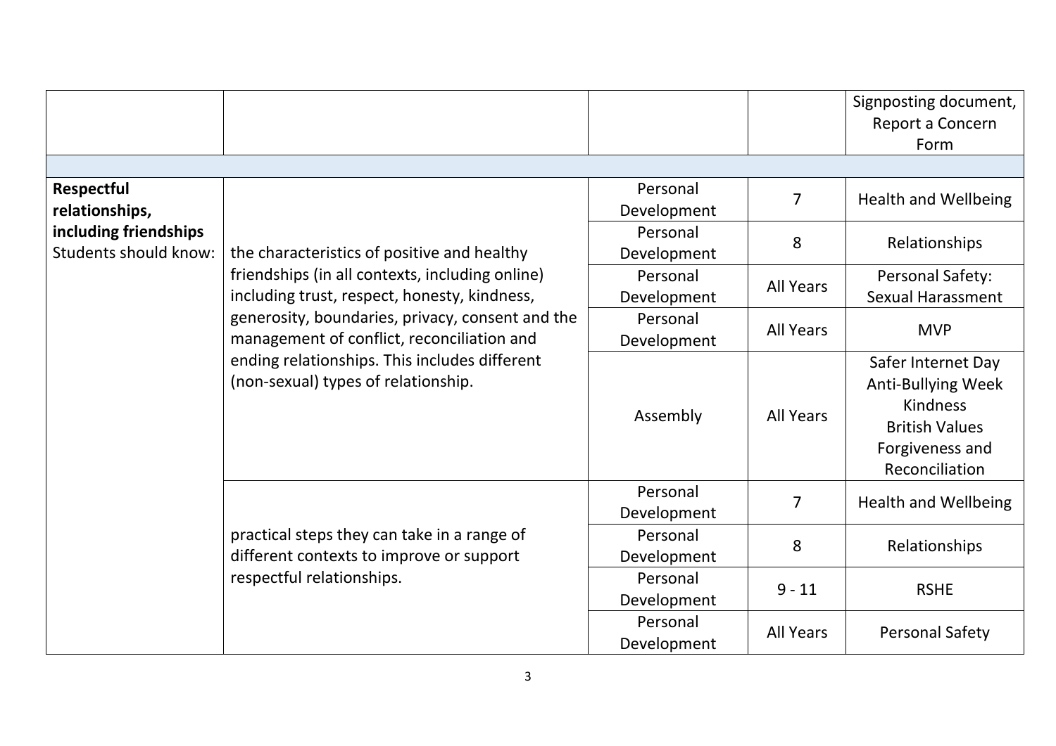| | | | | |
|---|---|---|---|---|
| | | | | Signposting document, Report a Concern Form |
| | | | | |
| **Respectful relationships, including friendships** Students should know: | the characteristics of positive and healthy friendships (in all contexts, including online) including trust, respect, honesty, kindness, generosity, boundaries, privacy, consent and the management of conflict, reconciliation and ending relationships. This includes different (non-sexual) types of relationship. | Personal Development | 7 | Health and Wellbeing |
| | | Personal Development | 8 | Relationships |
| | | Personal Development | All Years | Personal Safety: Sexual Harassment |
| | | Personal Development | All Years | MVP |
| | | Assembly | All Years | Safer Internet Day<br>Anti-Bullying Week<br>Kindness<br>British Values<br>Forgiveness and Reconciliation |
| | practical steps they can take in a range of different contexts to improve or support respectful relationships. | Personal Development | 7 | Health and Wellbeing |
| | | Personal Development | 8 | Relationships |
| | | Personal Development | 9 - 11 | RSHE |
| | | Personal Development | All Years | Personal Safety |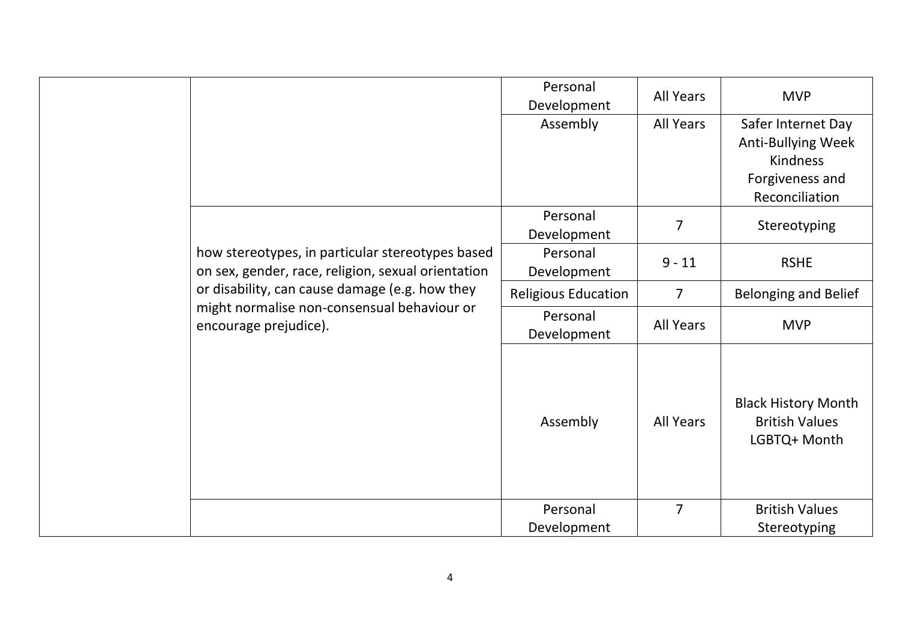| | | | | |
|---|---|---|---|---|
| | | Personal Development | All Years | MVP |
| | | Assembly | All Years | Safer Internet Day<br>Anti-Bullying Week<br>Kindness<br>Forgiveness and Reconciliation |
| | how stereotypes, in particular stereotypes based on sex, gender, race, religion, sexual orientation or disability, can cause damage (e.g. how they might normalise non-consensual behaviour or encourage prejudice). | Personal Development | 7 | Stereotyping |
| | | Personal Development | 9 - 11 | RSHE |
| | | Religious Education | 7 | Belonging and Belief |
| | | Personal Development | All Years | MVP |
| | | Assembly | All Years | Black History Month<br>British Values<br>LGBTQ+ Month |
| | | Personal Development | 7 | British Values<br>Stereotyping |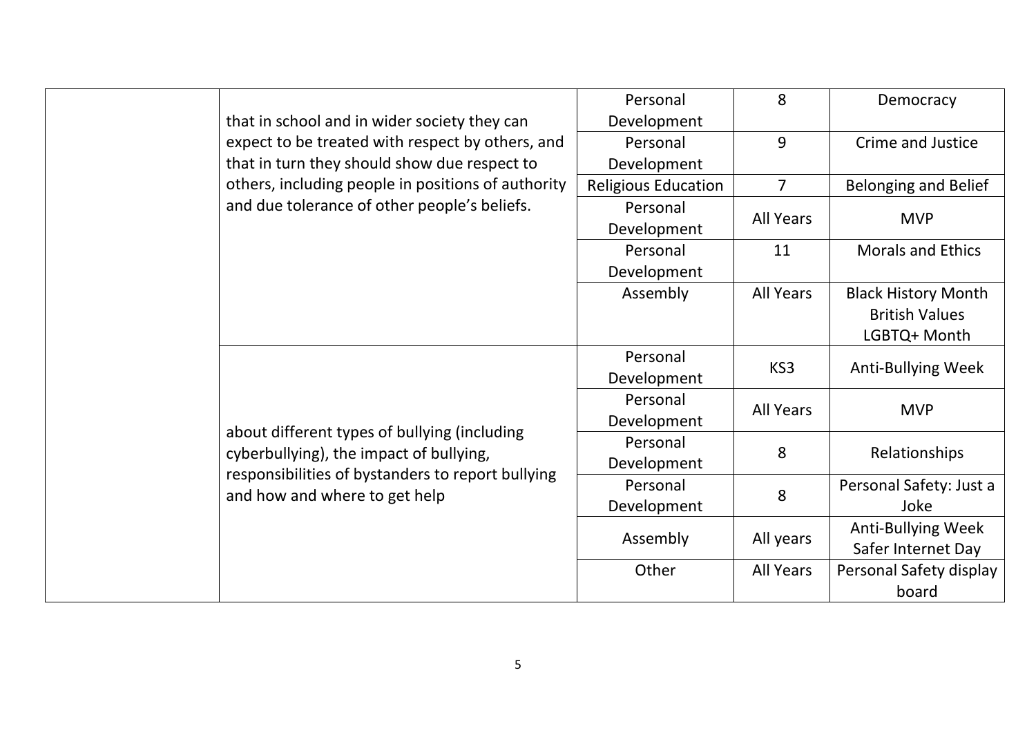| | | | | |
|---|---|---|---|---|
| | that in school and in wider society they can expect to be treated with respect by others, and that in turn they should show due respect to others, including people in positions of authority and due tolerance of other people's beliefs. | Personal Development | 8 | Democracy |
| | | Personal Development | 9 | Crime and Justice |
| | | Religious Education | 7 | Belonging and Belief |
| | | Personal Development | All Years | MVP |
| | | Personal Development | 11 | Morals and Ethics |
| | | Assembly | All Years | Black History Month<br>British Values<br>LGBTQ+ Month |
| | about different types of bullying (including cyberbullying), the impact of bullying, responsibilities of bystanders to report bullying and how and where to get help | Personal Development | KS3 | Anti-Bullying Week |
| | | Personal Development | All Years | MVP |
| | | Personal Development | 8 | Relationships |
| | | Personal Development | 8 | Personal Safety: Just a Joke |
| | | Assembly | All years | Anti-Bullying Week<br>Safer Internet Day |
| | | Other | All Years | Personal Safety display board |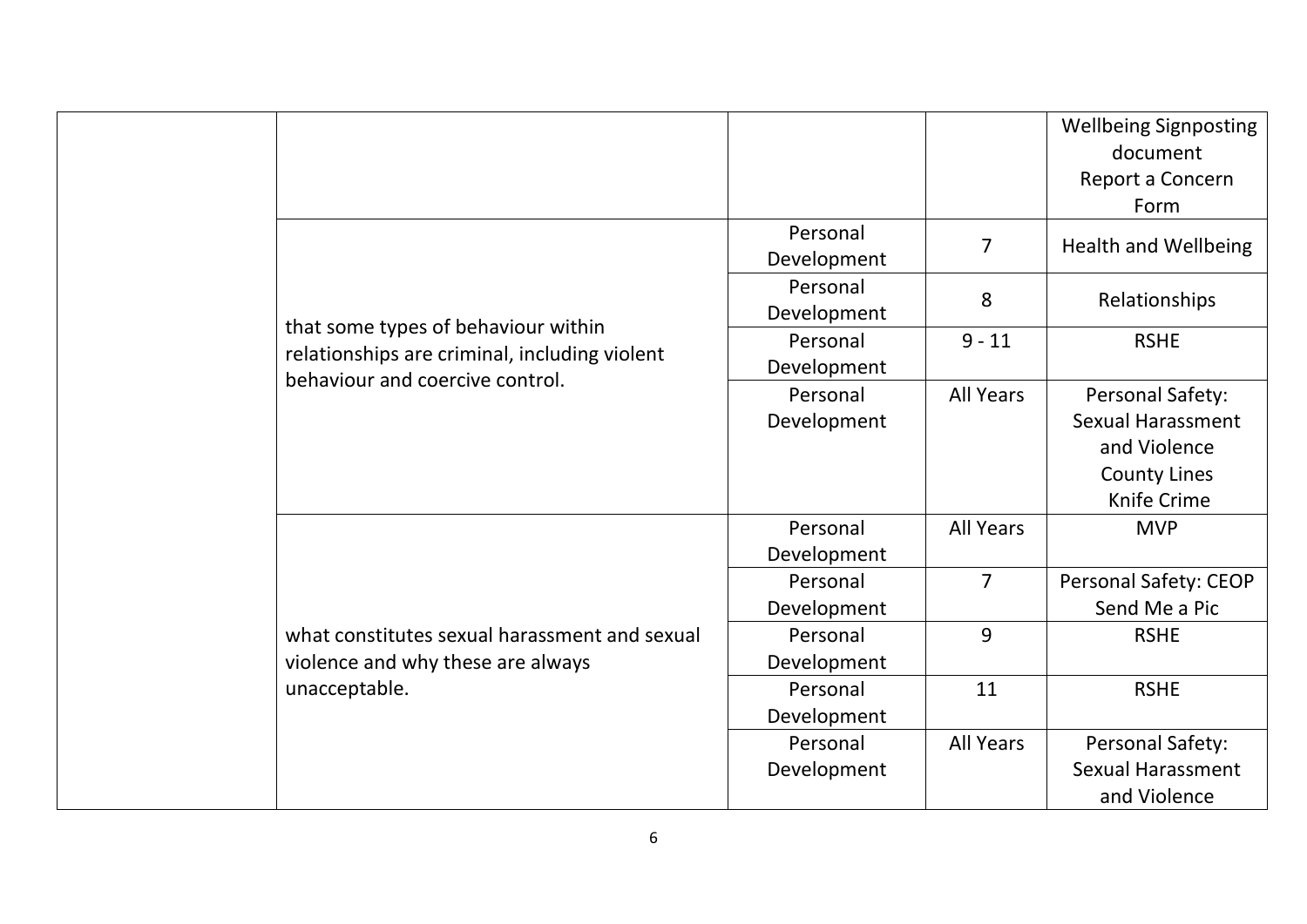| | | | | |
|---|---|---|---|---|
| | | | | Wellbeing Signposting document<br>Report a Concern Form |
| | that some types of behaviour within relationships are criminal, including violent behaviour and coercive control. | Personal Development | 7 | Health and Wellbeing |
| | | Personal Development | 8 | Relationships |
| | | Personal Development | 9 - 11 | RSHE |
| | | Personal Development | All Years | Personal Safety:<br>Sexual Harassment and Violence<br>County Lines<br>Knife Crime |
| | what constitutes sexual harassment and sexual violence and why these are always unacceptable. | Personal Development | All Years | MVP |
| | | Personal Development | 7 | Personal Safety: CEOP Send Me a Pic |
| | | Personal Development | 9 | RSHE |
| | | Personal Development | 11 | RSHE |
| | | Personal Development | All Years | Personal Safety:<br>Sexual Harassment and Violence |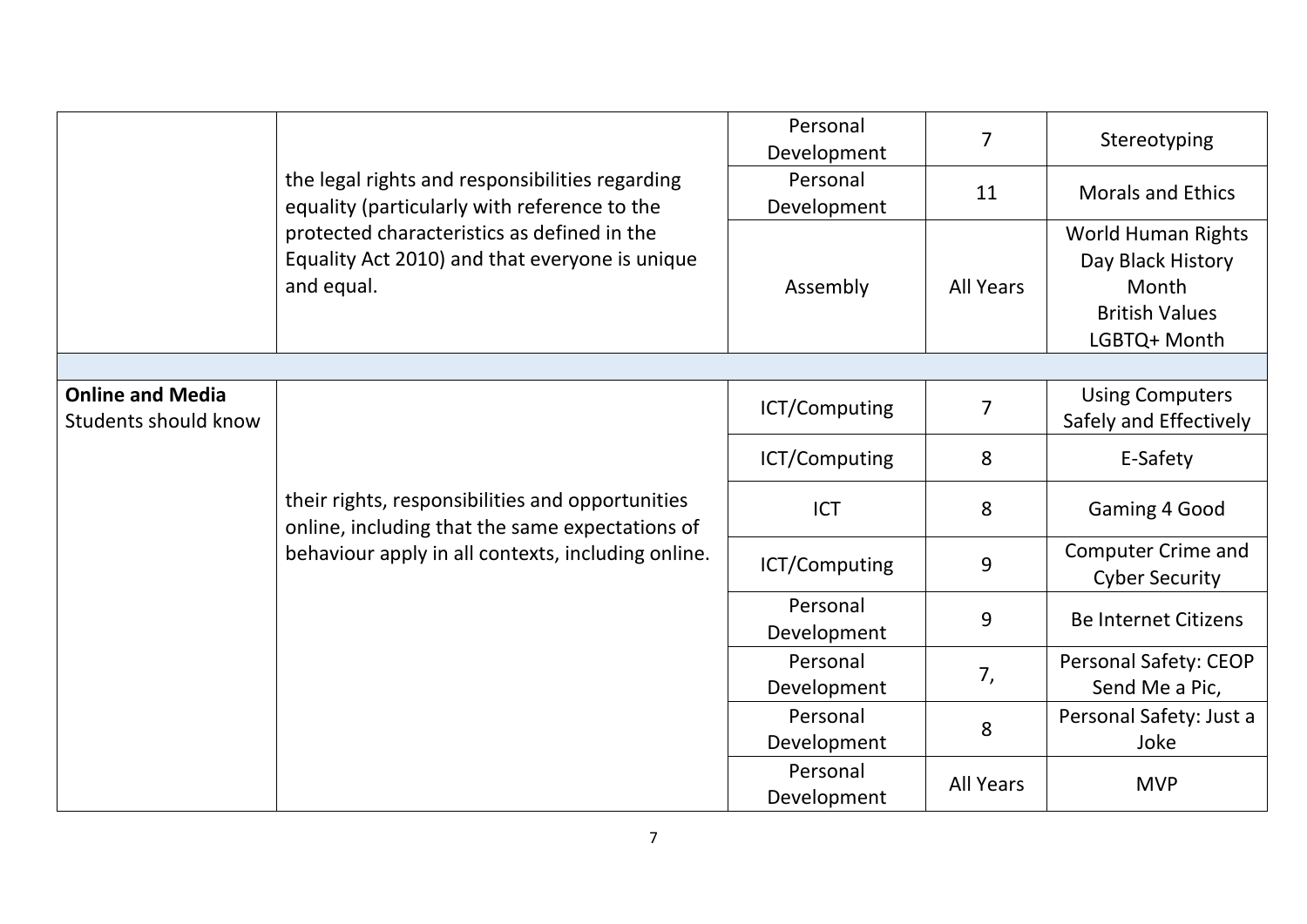| | | | | |
|---|---|---|---|---|
| | the legal rights and responsibilities regarding equality (particularly with reference to the protected characteristics as defined in the Equality Act 2010) and that everyone is unique and equal. | Personal Development | 7 | Stereotyping |
| | | Personal Development | 11 | Morals and Ethics |
| | | Assembly | All Years | World Human Rights Day Black History Month<br>British Values<br>LGBTQ+ Month |
| | | | | |
| **Online and Media**<br>Students should know | their rights, responsibilities and opportunities online, including that the same expectations of behaviour apply in all contexts, including online. | ICT/Computing | 7 | Using Computers Safely and Effectively |
| | | ICT/Computing | 8 | E-Safety |
| | | ICT | 8 | Gaming 4 Good |
| | | ICT/Computing | 9 | Computer Crime and Cyber Security |
| | | Personal Development | 9 | Be Internet Citizens |
| | | Personal Development | 7, | Personal Safety: CEOP Send Me a Pic, |
| | | Personal Development | 8 | Personal Safety: Just a Joke |
| | | Personal Development | All Years | MVP |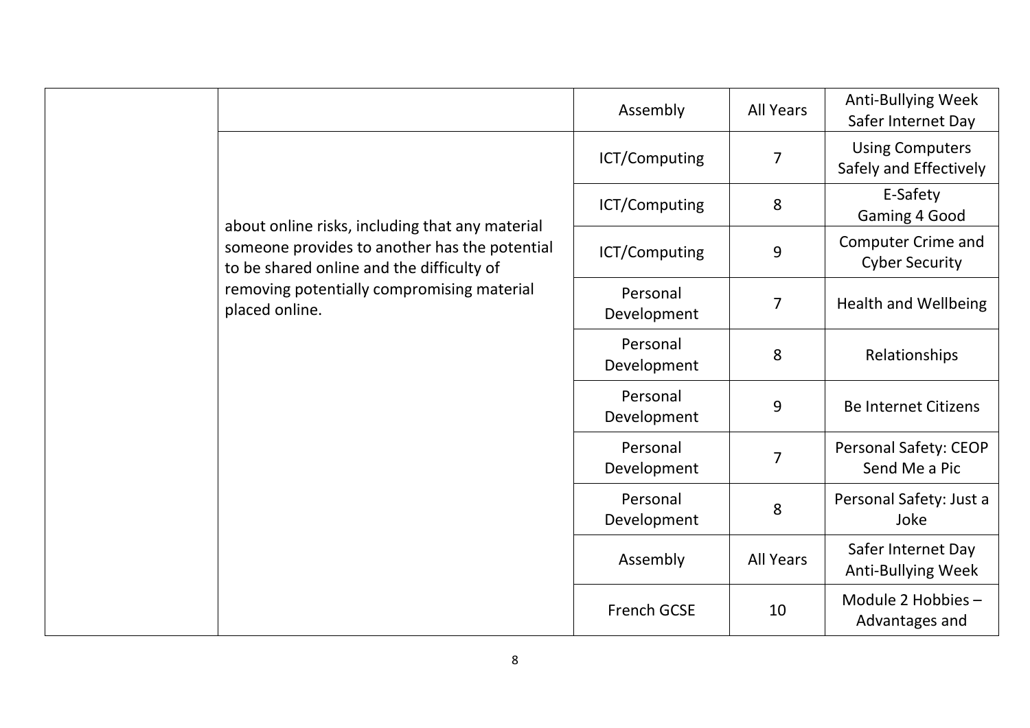| | | | | |
|---|---|---|---|---|
| | | Assembly | All Years | Anti-Bullying Week Safer Internet Day |
| | about online risks, including that any material someone provides to another has the potential to be shared online and the difficulty of removing potentially compromising material placed online. | ICT/Computing | 7 | Using Computers Safely and Effectively |
| | | ICT/Computing | 8 | E-Safety Gaming 4 Good |
| | | ICT/Computing | 9 | Computer Crime and Cyber Security |
| | | Personal Development | 7 | Health and Wellbeing |
| | | Personal Development | 8 | Relationships |
| | | Personal Development | 9 | Be Internet Citizens |
| | | Personal Development | 7 | Personal Safety: CEOP Send Me a Pic |
| | | Personal Development | 8 | Personal Safety: Just a Joke |
| | | Assembly | All Years | Safer Internet Day Anti-Bullying Week |
| | | French GCSE | 10 | Module 2 Hobbies – Advantages and |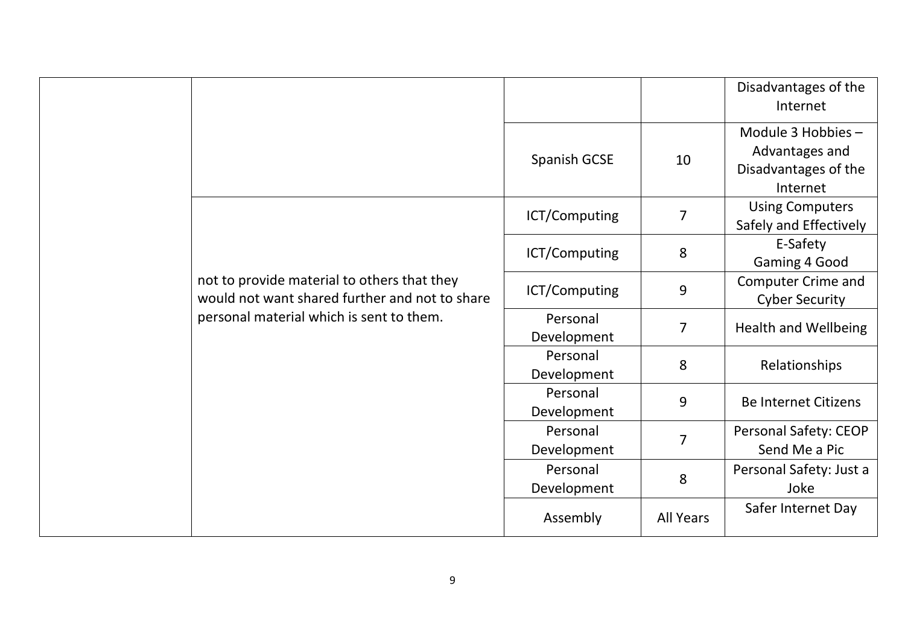| | | | | |
|---|---|---|---|---|
| | | | | Disadvantages of the Internet |
| | | Spanish GCSE | 10 | Module 3 Hobbies – Advantages and Disadvantages of the Internet |
| | not to provide material to others that they would not want shared further and not to share personal material which is sent to them. | ICT/Computing | 7 | Using Computers Safely and Effectively |
| | | ICT/Computing | 8 | E-Safety Gaming 4 Good |
| | | ICT/Computing | 9 | Computer Crime and Cyber Security |
| | | Personal Development | 7 | Health and Wellbeing |
| | | Personal Development | 8 | Relationships |
| | | Personal Development | 9 | Be Internet Citizens |
| | | Personal Development | 7 | Personal Safety: CEOP Send Me a Pic |
| | | Personal Development | 8 | Personal Safety: Just a Joke |
| | | Assembly | All Years | Safer Internet Day |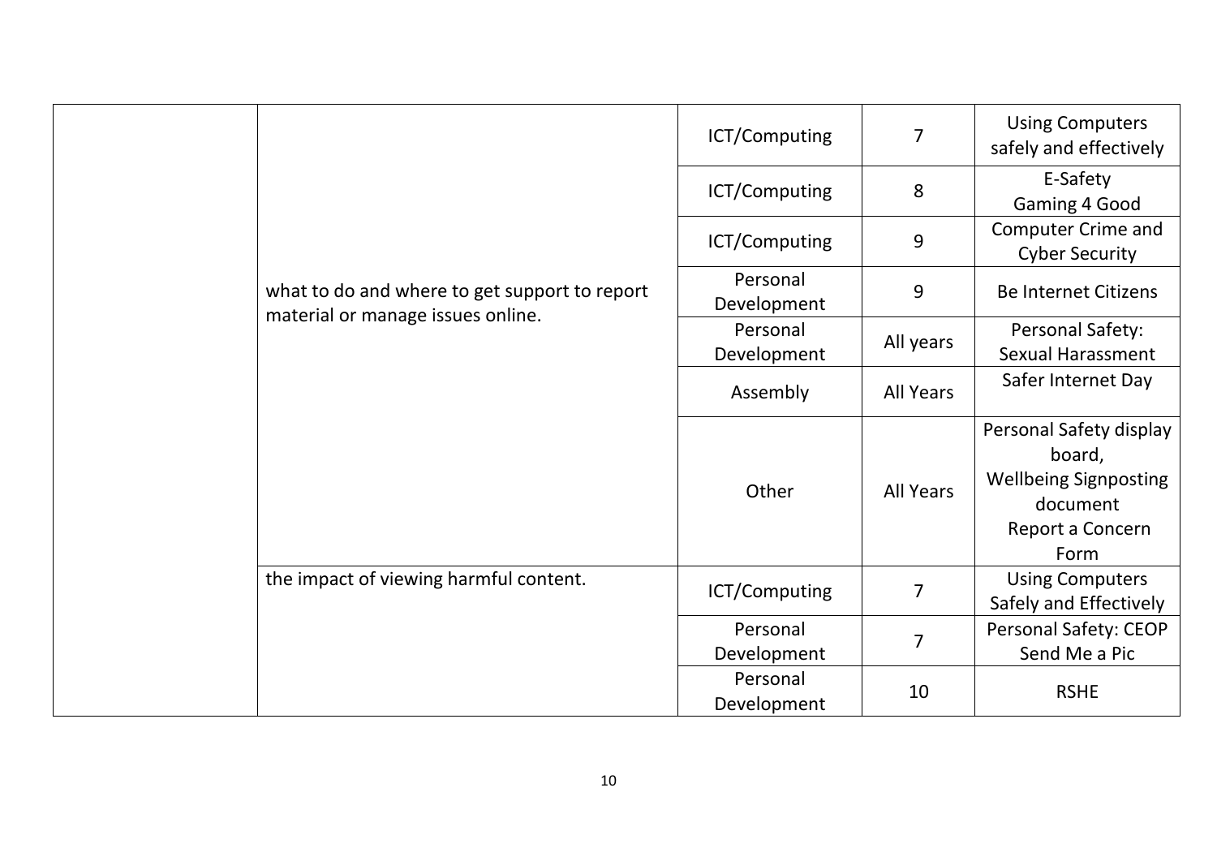|  |  |  |  |  |
|---|---|---|---|---|
|  | what to do and where to get support to report material or manage issues online. | ICT/Computing | 7 | Using Computers safely and effectively |
|  |  | ICT/Computing | 8 | E-Safety Gaming 4 Good |
|  |  | ICT/Computing | 9 | Computer Crime and Cyber Security |
|  |  | Personal Development | 9 | Be Internet Citizens |
|  |  | Personal Development | All years | Personal Safety: Sexual Harassment |
|  |  | Assembly | All Years | Safer Internet Day |
|  |  | Other | All Years | Personal Safety display board, Wellbeing Signposting document Report a Concern Form |
|  | the impact of viewing harmful content. | ICT/Computing | 7 | Using Computers Safely and Effectively |
|  |  | Personal Development | 7 | Personal Safety: CEOP Send Me a Pic |
|  |  | Personal Development | 10 | RSHE |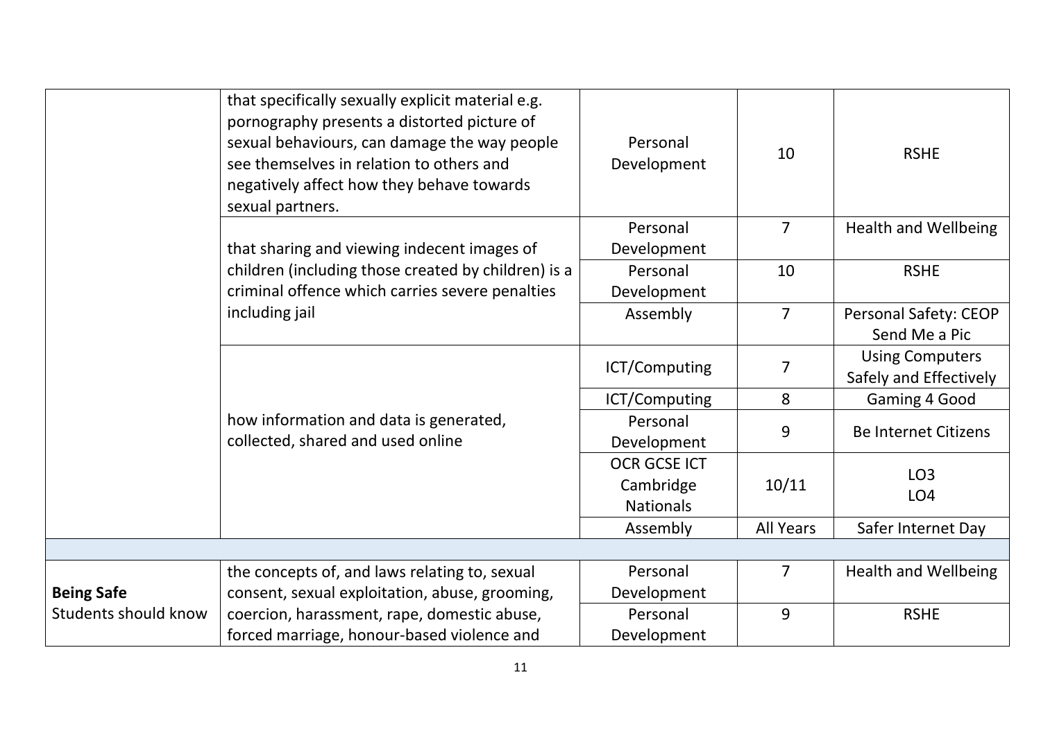| | | | | |
|---|---|---|---|---|
| | that specifically sexually explicit material e.g. pornography presents a distorted picture of sexual behaviours, can damage the way people see themselves in relation to others and negatively affect how they behave towards sexual partners. | Personal Development | 10 | RSHE |
| | that sharing and viewing indecent images of children (including those created by children) is a criminal offence which carries severe penalties including jail | Personal Development | 7 | Health and Wellbeing |
| | | Personal Development | 10 | RSHE |
| | | Assembly | 7 | Personal Safety: CEOP Send Me a Pic |
| | how information and data is generated, collected, shared and used online | ICT/Computing | 7 | Using Computers Safely and Effectively |
| | | ICT/Computing | 8 | Gaming 4 Good |
| | | Personal Development | 9 | Be Internet Citizens |
| | | OCR GCSE ICT Cambridge Nationals | 10/11 | LO3 LO4 |
| | | Assembly | All Years | Safer Internet Day |
| | | | | |
| **Being Safe** Students should know | the concepts of, and laws relating to, sexual consent, sexual exploitation, abuse, grooming, coercion, harassment, rape, domestic abuse, forced marriage, honour-based violence and | Personal Development | 7 | Health and Wellbeing |
| | | Personal Development | 9 | RSHE |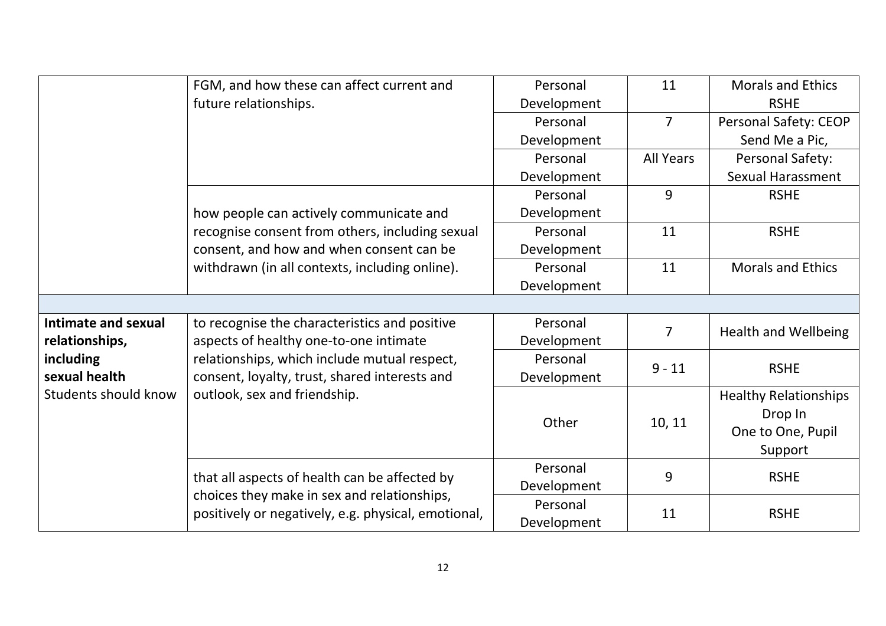| | | | | |
|---|---|---|---|---|
| | FGM, and how these can affect current and future relationships. | Personal Development | 11 | Morals and Ethics RSHE |
| | | Personal Development | 7 | Personal Safety: CEOP Send Me a Pic, |
| | | Personal Development | All Years | Personal Safety: Sexual Harassment |
| | how people can actively communicate and recognise consent from others, including sexual consent, and how and when consent can be withdrawn (in all contexts, including online). | Personal Development | 9 | RSHE |
| | | Personal Development | 11 | RSHE |
| | | Personal Development | 11 | Morals and Ethics |
| | | | | |
| **Intimate and sexual relationships, including sexual health** Students should know | to recognise the characteristics and positive aspects of healthy one-to-one intimate relationships, which include mutual respect, consent, loyalty, trust, shared interests and outlook, sex and friendship. | Personal Development | 7 | Health and Wellbeing |
| | | Personal Development | 9 - 11 | RSHE |
| | | Other | 10, 11 | Healthy Relationships Drop In One to One, Pupil Support |
| | that all aspects of health can be affected by choices they make in sex and relationships, positively or negatively, e.g. physical, emotional, | Personal Development | 9 | RSHE |
| | | Personal Development | 11 | RSHE |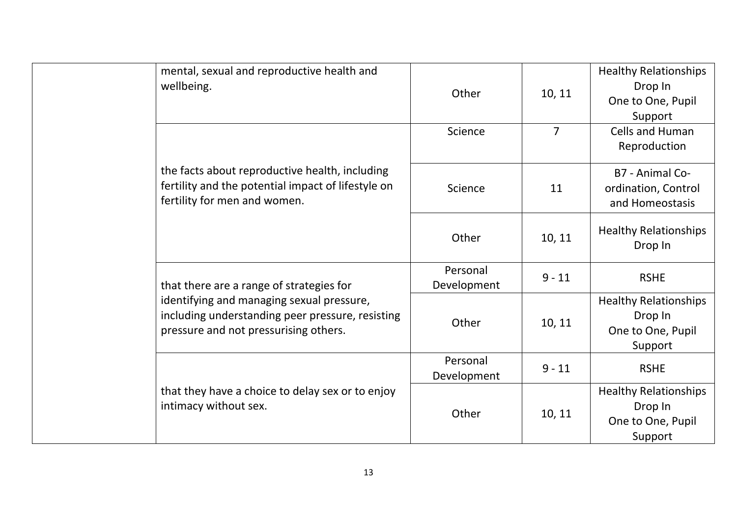| | | | | |
|---|---|---|---|---|
| | mental, sexual and reproductive health and wellbeing. | Other | 10, 11 | Healthy Relationships Drop In<br>One to One, Pupil Support |
| | the facts about reproductive health, including fertility and the potential impact of lifestyle on fertility for men and women. | Science | 7 | Cells and Human Reproduction |
| | | Science | 11 | B7 - Animal Co-ordination, Control and Homeostasis |
| | | Other | 10, 11 | Healthy Relationships Drop In |
| | that there are a range of strategies for identifying and managing sexual pressure, including understanding peer pressure, resisting pressure and not pressurising others. | Personal Development | 9 - 11 | RSHE |
| | | Other | 10, 11 | Healthy Relationships Drop In<br>One to One, Pupil Support |
| | that they have a choice to delay sex or to enjoy intimacy without sex. | Personal Development | 9 - 11 | RSHE |
| | | Other | 10, 11 | Healthy Relationships Drop In<br>One to One, Pupil Support |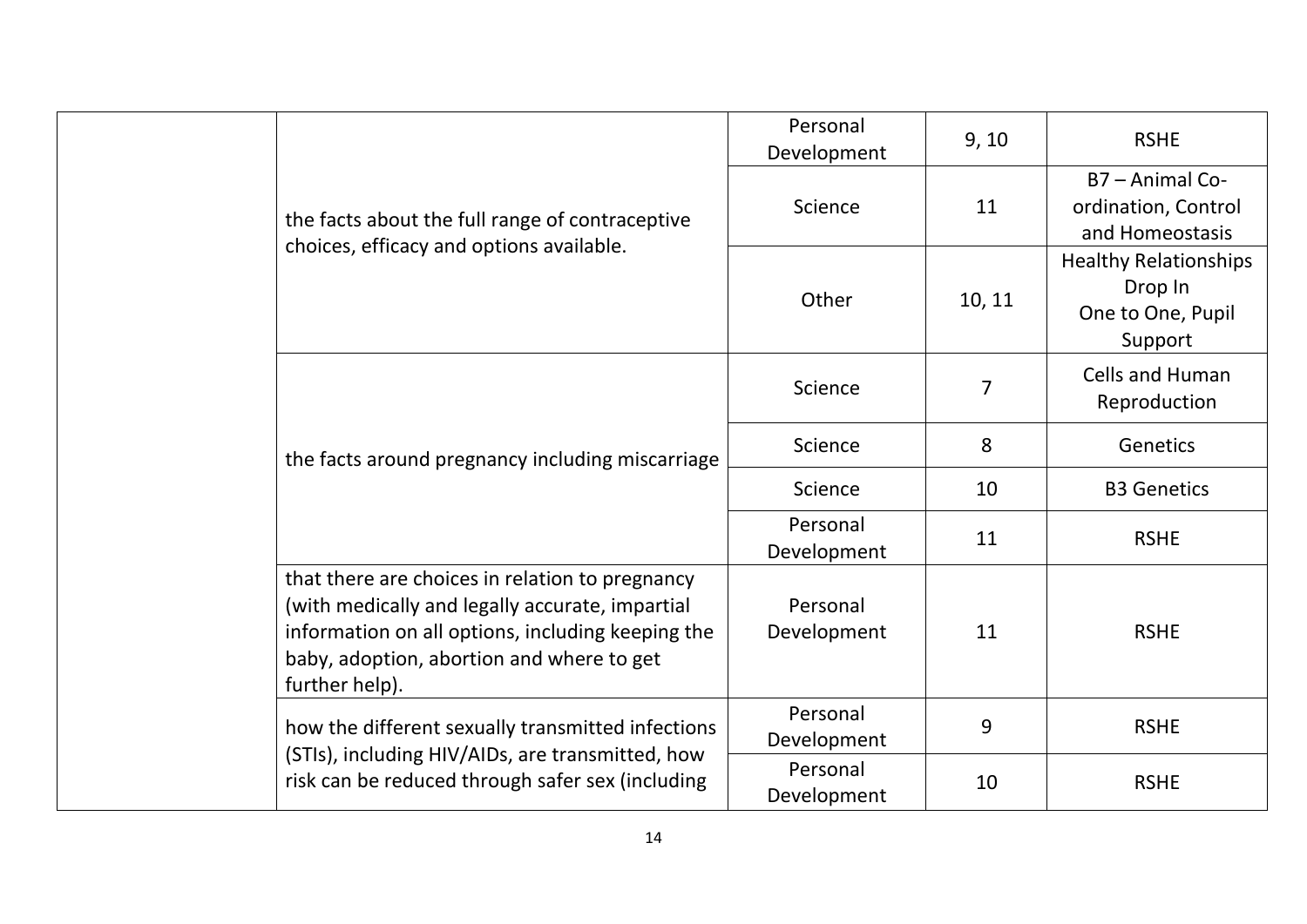| | | | | |
|---|---|---|---|---|
| | the facts about the full range of contraceptive choices, efficacy and options available. | Personal Development | 9, 10 | RSHE |
| | | Science | 11 | B7 – Animal Co-ordination, Control and Homeostasis |
| | | Other | 10, 11 | Healthy Relationships Drop In<br>One to One, Pupil Support |
| | the facts around pregnancy including miscarriage | Science | 7 | Cells and Human Reproduction |
| | | Science | 8 | Genetics |
| | | Science | 10 | B3 Genetics |
| | | Personal Development | 11 | RSHE |
| | that there are choices in relation to pregnancy (with medically and legally accurate, impartial information on all options, including keeping the baby, adoption, abortion and where to get further help). | Personal Development | 11 | RSHE |
| | how the different sexually transmitted infections (STIs), including HIV/AIDs, are transmitted, how risk can be reduced through safer sex (including | Personal Development | 9 | RSHE |
| | | Personal Development | 10 | RSHE |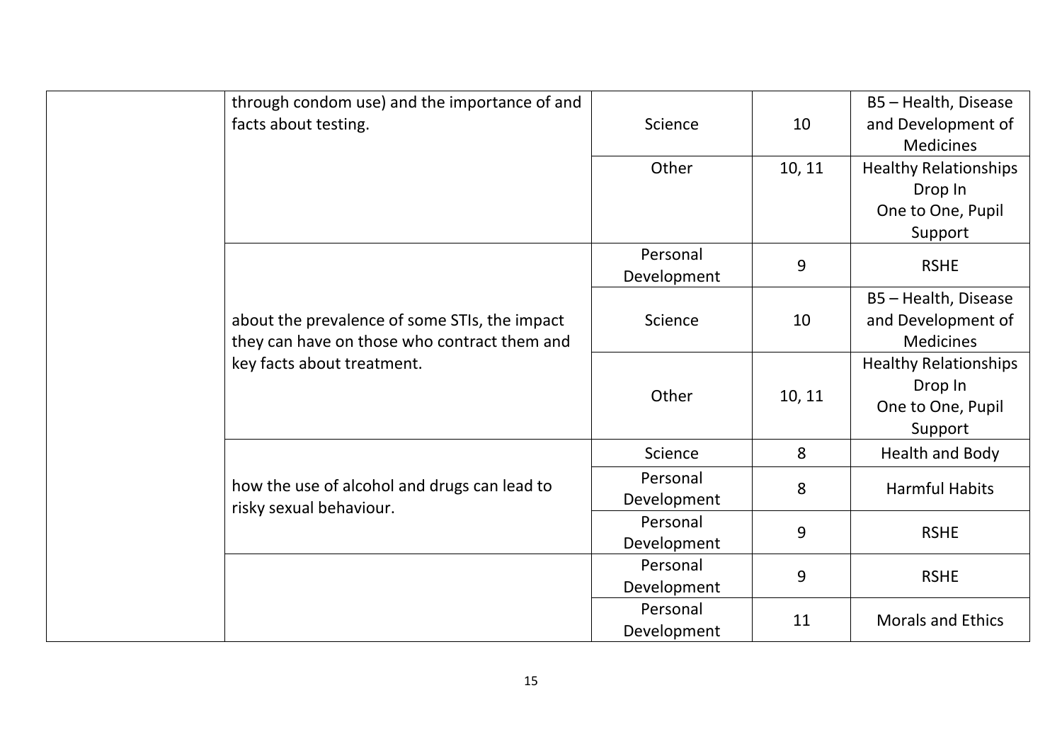| | | | | |
|---|---|---|---|---|
| | through condom use) and the importance of and facts about testing. | Science | 10 | B5 – Health, Disease and Development of Medicines |
| | | Other | 10, 11 | Healthy Relationships Drop In One to One, Pupil Support |
| | about the prevalence of some STIs, the impact they can have on those who contract them and key facts about treatment. | Personal Development | 9 | RSHE |
| | | Science | 10 | B5 – Health, Disease and Development of Medicines |
| | | Other | 10, 11 | Healthy Relationships Drop In One to One, Pupil Support |
| | how the use of alcohol and drugs can lead to risky sexual behaviour. | Science | 8 | Health and Body |
| | | Personal Development | 8 | Harmful Habits |
| | | Personal Development | 9 | RSHE |
| | | Personal Development | 9 | RSHE |
| | | Personal Development | 11 | Morals and Ethics |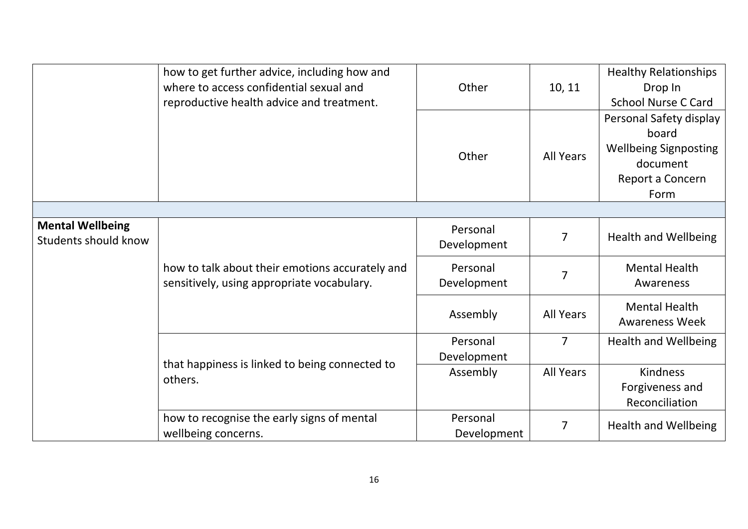| | | | | |
|---|---|---|---|---|
| | how to get further advice, including how and where to access confidential sexual and reproductive health advice and treatment. | Other | 10, 11 | Healthy Relationships Drop In<br>School Nurse C Card |
| | | Other | All Years | Personal Safety display board<br>Wellbeing Signposting document<br>Report a Concern Form |
| | | | | |
| **Mental Wellbeing**<br>Students should know | how to talk about their emotions accurately and sensitively, using appropriate vocabulary. | Personal Development | 7 | Health and Wellbeing |
| | | Personal Development | 7 | Mental Health Awareness |
| | | Assembly | All Years | Mental Health Awareness Week |
| | that happiness is linked to being connected to others. | Personal Development | 7 | Health and Wellbeing |
| | | Assembly | All Years | Kindness<br>Forgiveness and Reconciliation |
| | how to recognise the early signs of mental wellbeing concerns. | Personal Development | 7 | Health and Wellbeing |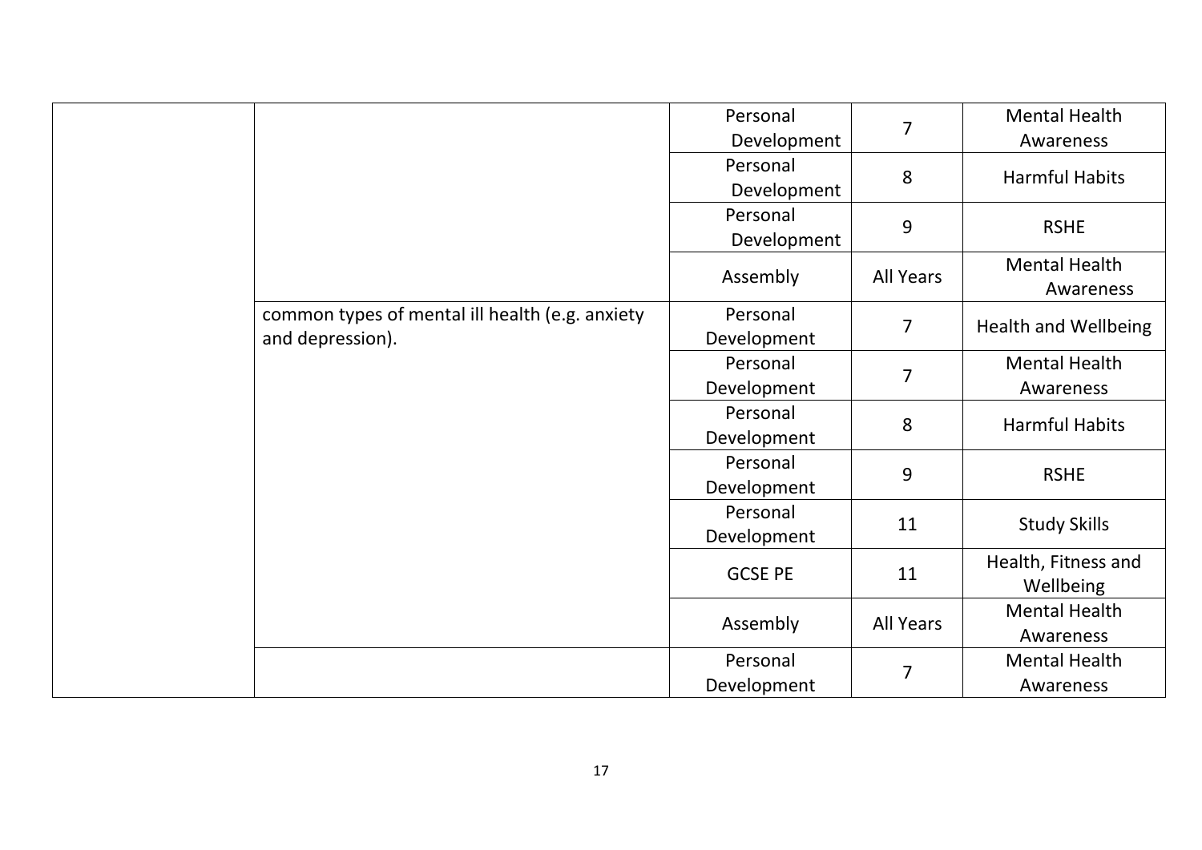| | | Personal Development | 7 | Mental Health Awareness |
|---|---|---|---|---|
| | | Personal Development | 8 | Harmful Habits |
| | | Personal Development | 9 | RSHE |
| | | Assembly | All Years | Mental Health Awareness |
| | common types of mental ill health (e.g. anxiety and depression). | Personal Development | 7 | Health and Wellbeing |
| | | Personal Development | 7 | Mental Health Awareness |
| | | Personal Development | 8 | Harmful Habits |
| | | Personal Development | 9 | RSHE |
| | | Personal Development | 11 | Study Skills |
| | | GCSE PE | 11 | Health, Fitness and Wellbeing |
| | | Assembly | All Years | Mental Health Awareness |
| | | Personal Development | 7 | Mental Health Awareness |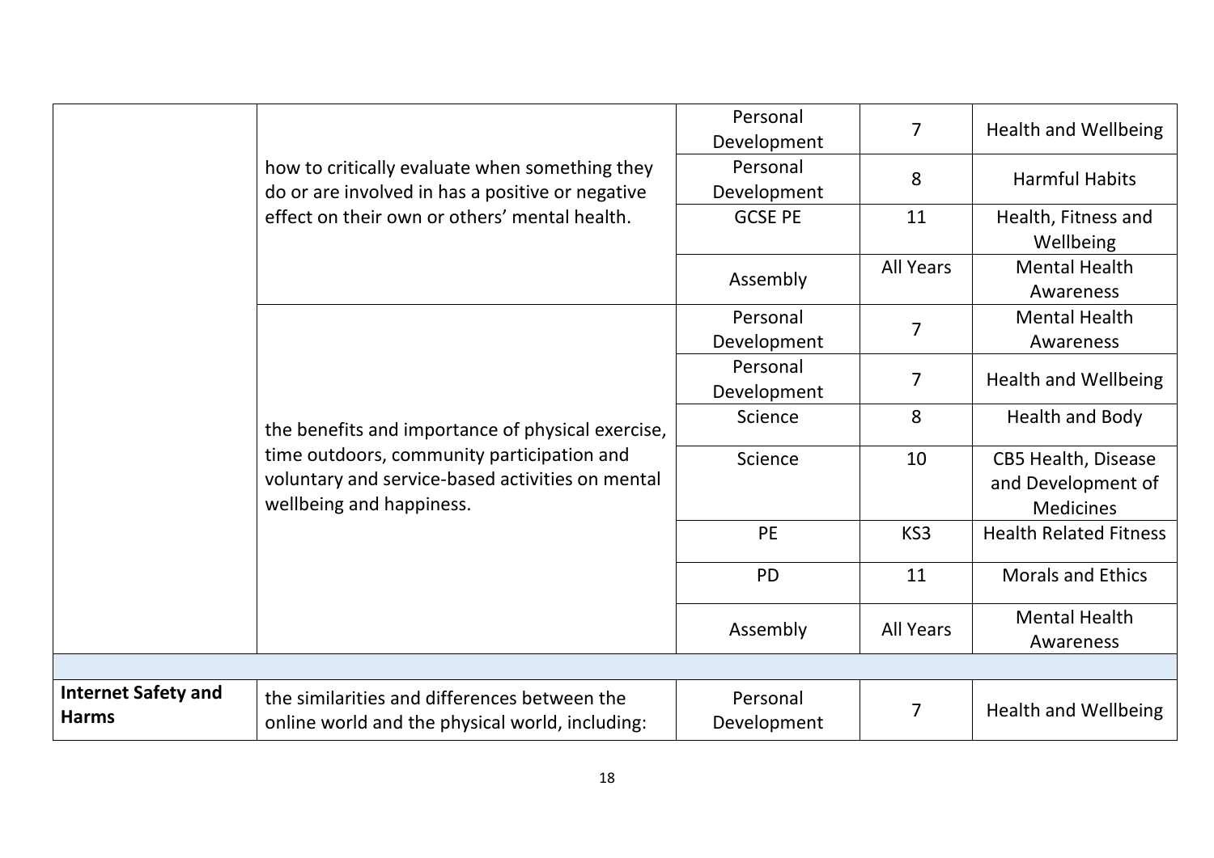| | | | | |
|---|---|---|---|---|
| | how to critically evaluate when something they do or are involved in has a positive or negative effect on their own or others' mental health. | Personal Development | 7 | Health and Wellbeing |
| | | Personal Development | 8 | Harmful Habits |
| | | GCSE PE | 11 | Health, Fitness and Wellbeing |
| | | Assembly | All Years | Mental Health Awareness |
| | the benefits and importance of physical exercise, time outdoors, community participation and voluntary and service-based activities on mental wellbeing and happiness. | Personal Development | 7 | Mental Health Awareness |
| | | Personal Development | 7 | Health and Wellbeing |
| | | Science | 8 | Health and Body |
| | | Science | 10 | CB5 Health, Disease and Development of Medicines |
| | | PE | KS3 | Health Related Fitness |
| | | PD | 11 | Morals and Ethics |
| | | Assembly | All Years | Mental Health Awareness |
| | | | | |
| **Internet Safety and Harms** | the similarities and differences between the online world and the physical world, including: | Personal Development | 7 | Health and Wellbeing |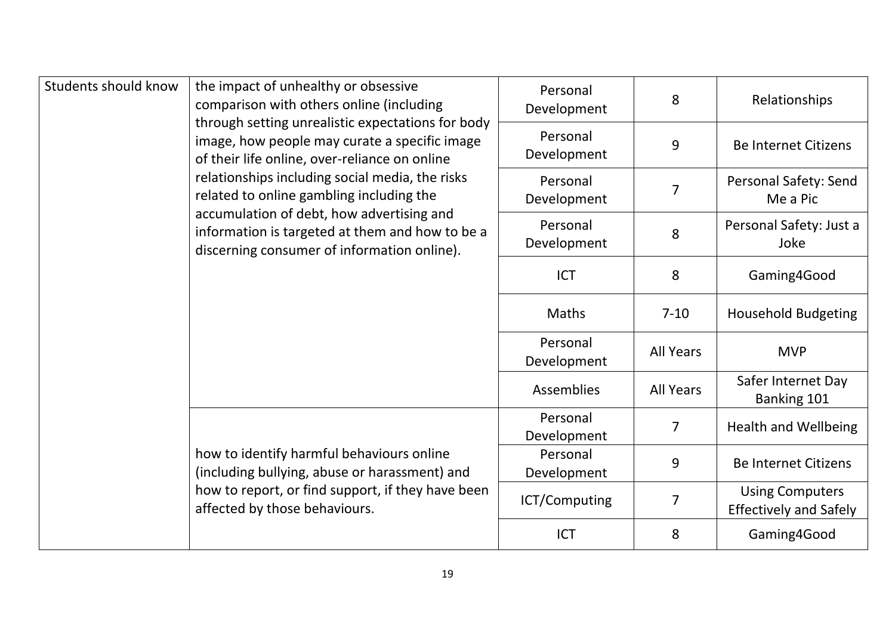| | | | | |
|---|---|---|---|---|
| Students should know | the impact of unhealthy or obsessive comparison with others online (including through setting unrealistic expectations for body image, how people may curate a specific image of their life online, over-reliance on online relationships including social media, the risks related to online gambling including the accumulation of debt, how advertising and information is targeted at them and how to be a discerning consumer of information online). | Personal Development | 8 | Relationships |
| | | Personal Development | 9 | Be Internet Citizens |
| | | Personal Development | 7 | Personal Safety: Send Me a Pic |
| | | Personal Development | 8 | Personal Safety: Just a Joke |
| | | ICT | 8 | Gaming4Good |
| | | Maths | 7-10 | Household Budgeting |
| | | Personal Development | All Years | MVP |
| | | Assemblies | All Years | Safer Internet Day Banking 101 |
| | how to identify harmful behaviours online (including bullying, abuse or harassment) and how to report, or find support, if they have been affected by those behaviours. | Personal Development | 7 | Health and Wellbeing |
| | | Personal Development | 9 | Be Internet Citizens |
| | | ICT/Computing | 7 | Using Computers Effectively and Safely |
| | | ICT | 8 | Gaming4Good |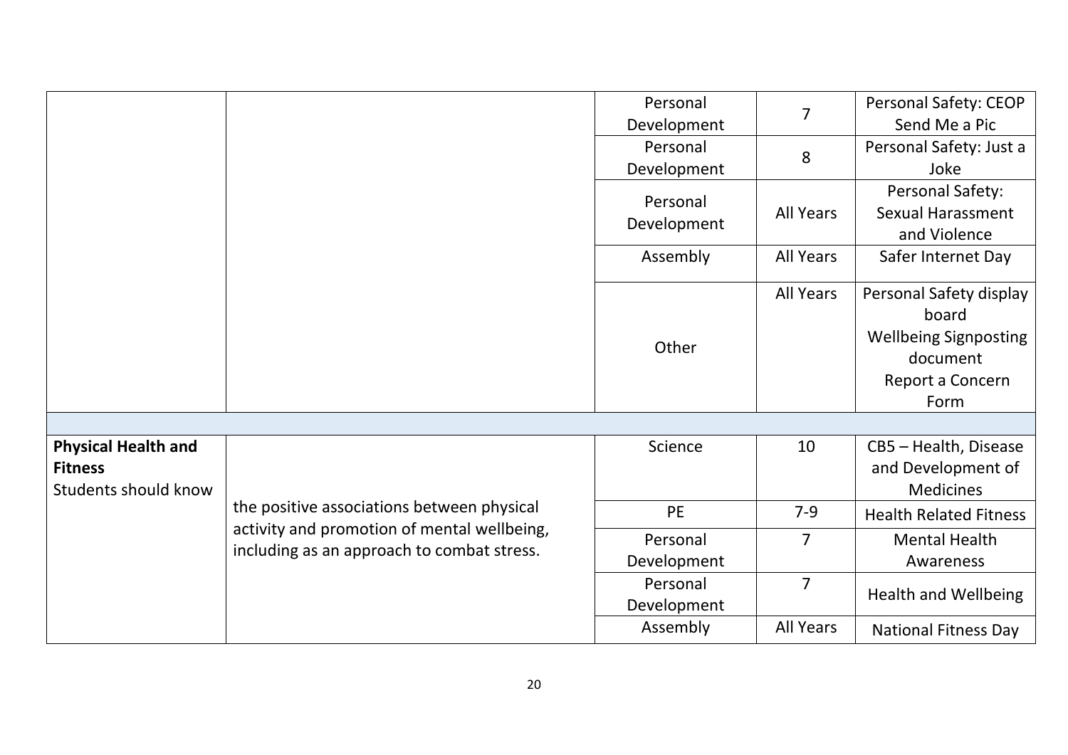| | | | | |
|---|---|---|---|---|
| | | Personal Development | 7 | Personal Safety: CEOP Send Me a Pic |
| | | Personal Development | 8 | Personal Safety: Just a Joke |
| | | Personal Development | All Years | Personal Safety: Sexual Harassment and Violence |
| | | Assembly | All Years | Safer Internet Day |
| | | Other | All Years | Personal Safety display board<br>Wellbeing Signposting document<br>Report a Concern Form |
| | | | | |
| **Physical Health and Fitness**<br>Students should know | the positive associations between physical activity and promotion of mental wellbeing, including as an approach to combat stress. | Science | 10 | CB5 – Health, Disease and Development of Medicines |
| | | PE | 7-9 | Health Related Fitness |
| | | Personal Development | 7 | Mental Health Awareness |
| | | Personal Development | 7 | Health and Wellbeing |
| | | Assembly | All Years | National Fitness Day |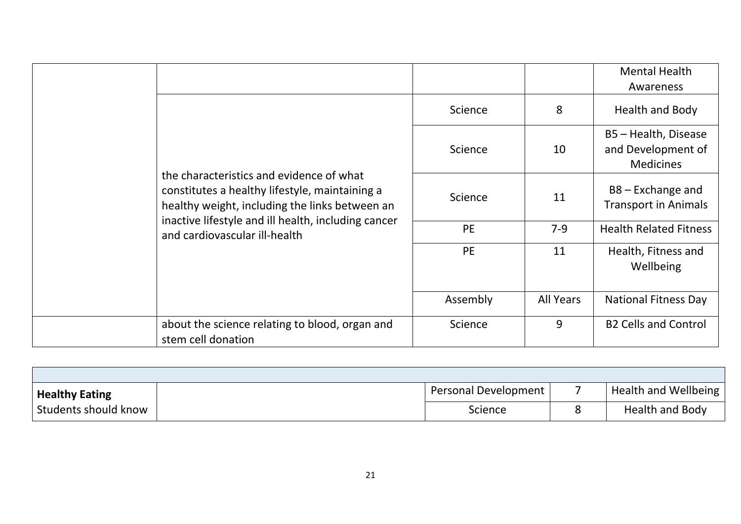| | | | | |
|---|---|---|---|---|
| | | | | Mental Health Awareness |
| | the characteristics and evidence of what constitutes a healthy lifestyle, maintaining a healthy weight, including the links between an inactive lifestyle and ill health, including cancer and cardiovascular ill-health | Science | 8 | Health and Body |
| | | Science | 10 | B5 – Health, Disease and Development of Medicines |
| | | Science | 11 | B8 – Exchange and Transport in Animals |
| | | PE | 7-9 | Health Related Fitness |
| | | PE | 11 | Health, Fitness and Wellbeing |
| | | Assembly | All Years | National Fitness Day |
| | about the science relating to blood, organ and stem cell donation | Science | 9 | B2 Cells and Control |

| | | | | |
|---|---|---|---|---|
| **Healthy Eating** Students should know | | Personal Development | 7 | Health and Wellbeing |
| | | Science | 8 | Health and Body |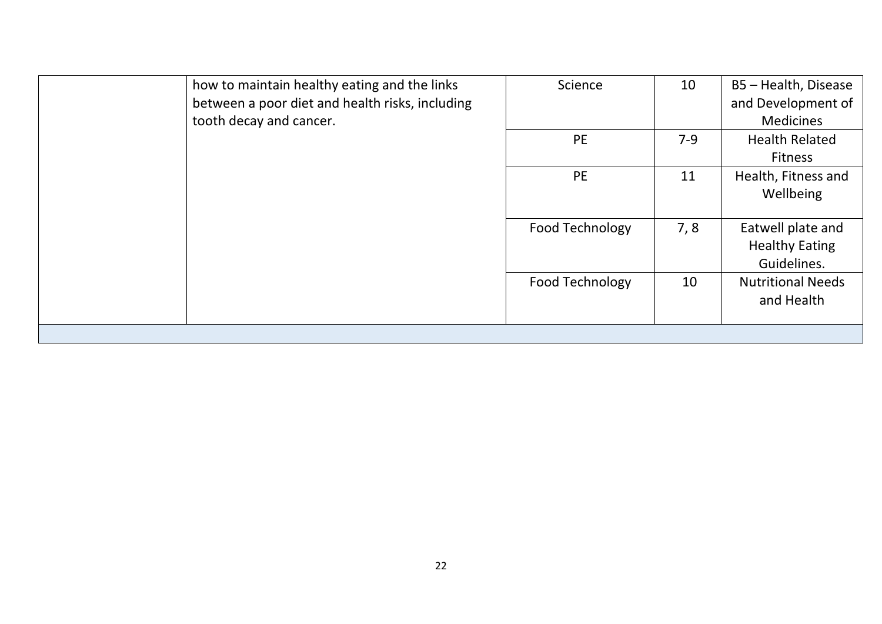| | | | | |
|---|---|---|---|---|
| | how to maintain healthy eating and the links between a poor diet and health risks, including tooth decay and cancer. | Science | 10 | B5 – Health, Disease and Development of Medicines |
| | | PE | 7-9 | Health Related Fitness |
| | | PE | 11 | Health, Fitness and Wellbeing |
| | | Food Technology | 7, 8 | Eatwell plate and Healthy Eating Guidelines. |
| | | Food Technology | 10 | Nutritional Needs and Health |
| | | | | |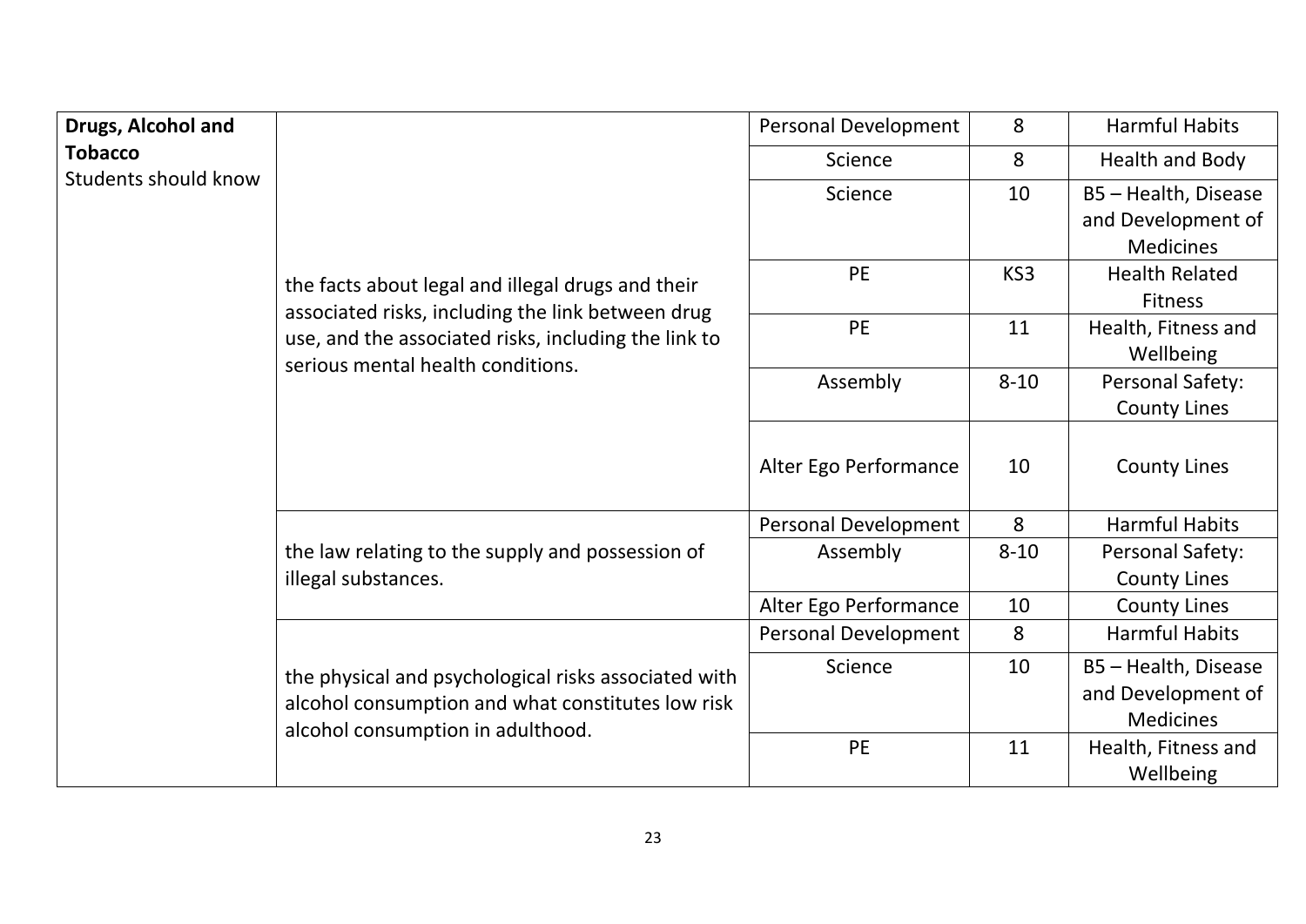| Drugs, Alcohol and Tobacco<br>Students should know | | | | |
|---|---|---|---|---|
| | the facts about legal and illegal drugs and their associated risks, including the link between drug use, and the associated risks, including the link to serious mental health conditions. | Personal Development | 8 | Harmful Habits |
| | | Science | 8 | Health and Body |
| | | Science | 10 | B5 – Health, Disease and Development of Medicines |
| | | PE | KS3 | Health Related Fitness |
| | | PE | 11 | Health, Fitness and Wellbeing |
| | | Assembly | 8-10 | Personal Safety: County Lines |
| | | Alter Ego Performance | 10 | County Lines |
| | the law relating to the supply and possession of illegal substances. | Personal Development | 8 | Harmful Habits |
| | | Assembly | 8-10 | Personal Safety: County Lines |
| | | Alter Ego Performance | 10 | County Lines |
| | the physical and psychological risks associated with alcohol consumption and what constitutes low risk alcohol consumption in adulthood. | Personal Development | 8 | Harmful Habits |
| | | Science | 10 | B5 – Health, Disease and Development of Medicines |
| | | PE | 11 | Health, Fitness and Wellbeing |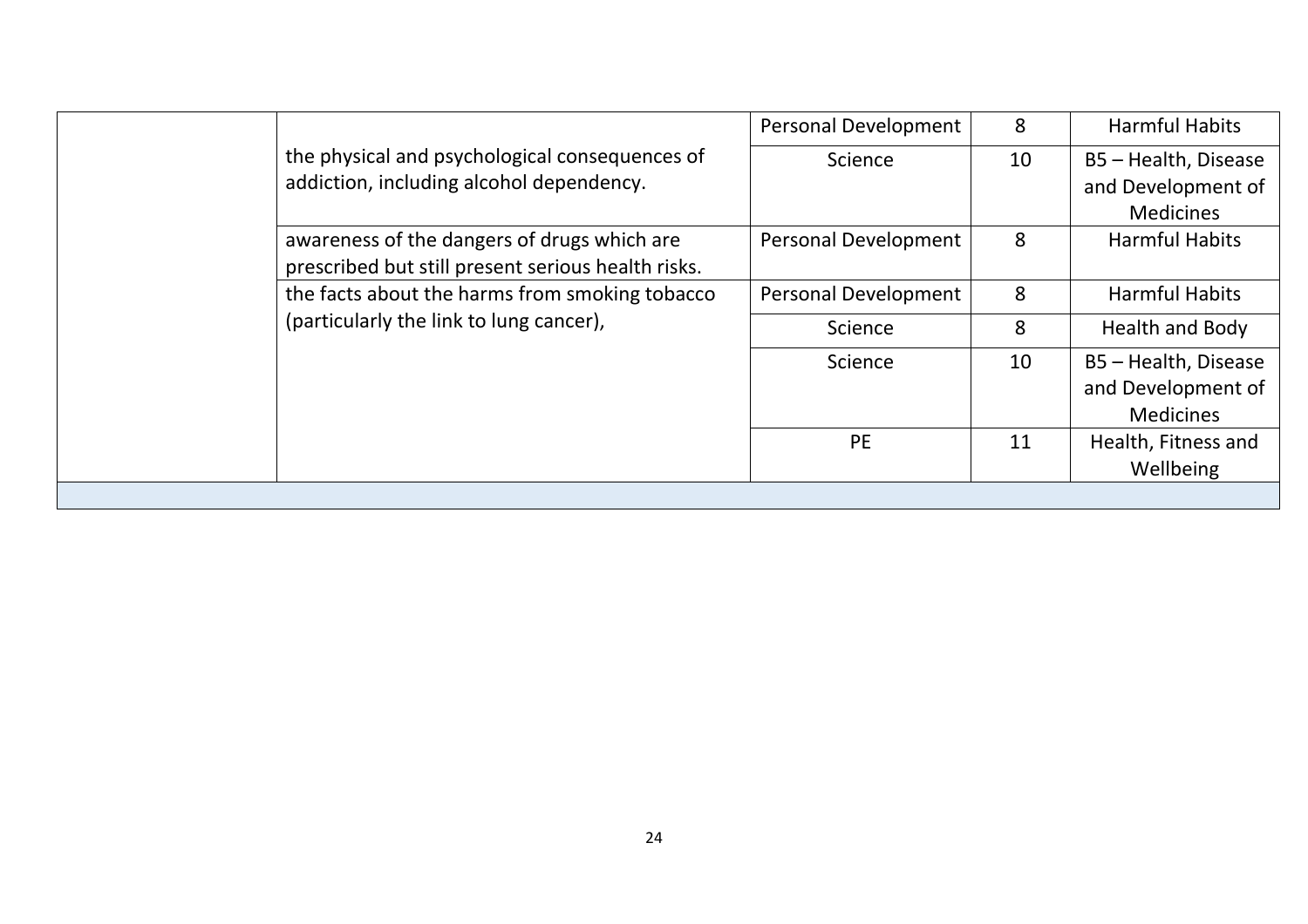| | | | | |
|---|---|---|---|---|
| | the physical and psychological consequences of addiction, including alcohol dependency. | Personal Development | 8 | Harmful Habits |
| | | Science | 10 | B5 – Health, Disease and Development of Medicines |
| | awareness of the dangers of drugs which are prescribed but still present serious health risks. | Personal Development | 8 | Harmful Habits |
| | the facts about the harms from smoking tobacco (particularly the link to lung cancer), | Personal Development | 8 | Harmful Habits |
| | | Science | 8 | Health and Body |
| | | Science | 10 | B5 – Health, Disease and Development of Medicines |
| | | PE | 11 | Health, Fitness and Wellbeing |
| | | | | |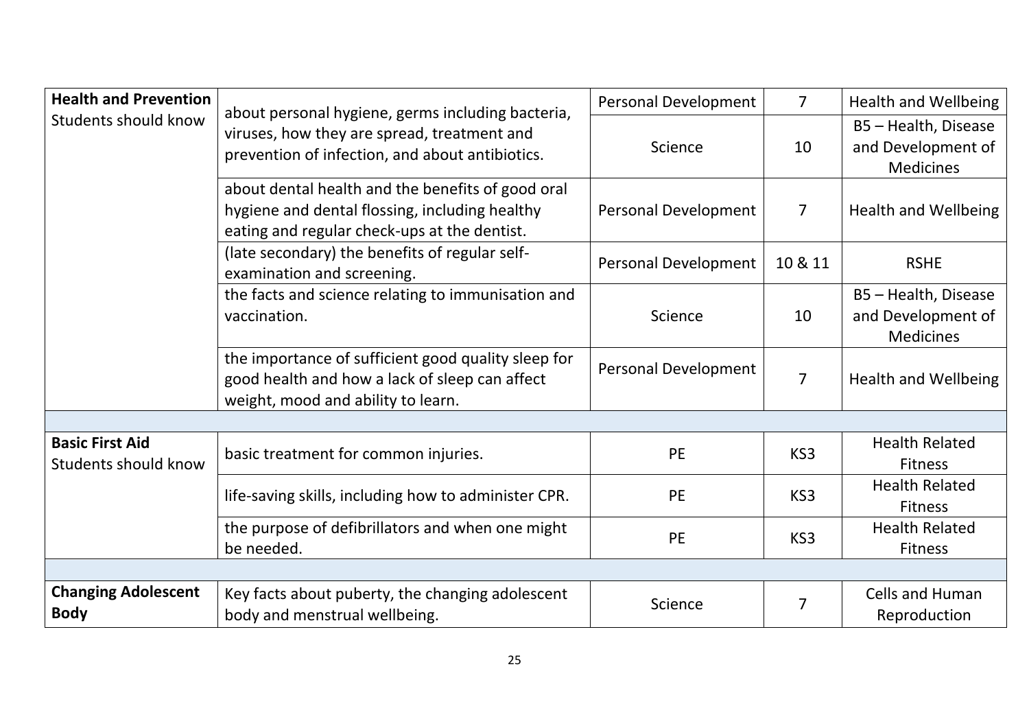| | | | | |
|---|---|---|---|---|
| **Health and Prevention** Students should know | about personal hygiene, germs including bacteria, viruses, how they are spread, treatment and prevention of infection, and about antibiotics. | Personal Development | 7 | Health and Wellbeing |
| | | Science | 10 | B5 – Health, Disease and Development of Medicines |
| | about dental health and the benefits of good oral hygiene and dental flossing, including healthy eating and regular check-ups at the dentist. | Personal Development | 7 | Health and Wellbeing |
| | (late secondary) the benefits of regular self-examination and screening. | Personal Development | 10 & 11 | RSHE |
| | the facts and science relating to immunisation and vaccination. | Science | 10 | B5 – Health, Disease and Development of Medicines |
| | the importance of sufficient good quality sleep for good health and how a lack of sleep can affect weight, mood and ability to learn. | Personal Development | 7 | Health and Wellbeing |
| | | | | |
| **Basic First Aid** Students should know | basic treatment for common injuries. | PE | KS3 | Health Related Fitness |
| | life-saving skills, including how to administer CPR. | PE | KS3 | Health Related Fitness |
| | the purpose of defibrillators and when one might be needed. | PE | KS3 | Health Related Fitness |
| | | | | |
| **Changing Adolescent Body** | Key facts about puberty, the changing adolescent body and menstrual wellbeing. | Science | 7 | Cells and Human Reproduction |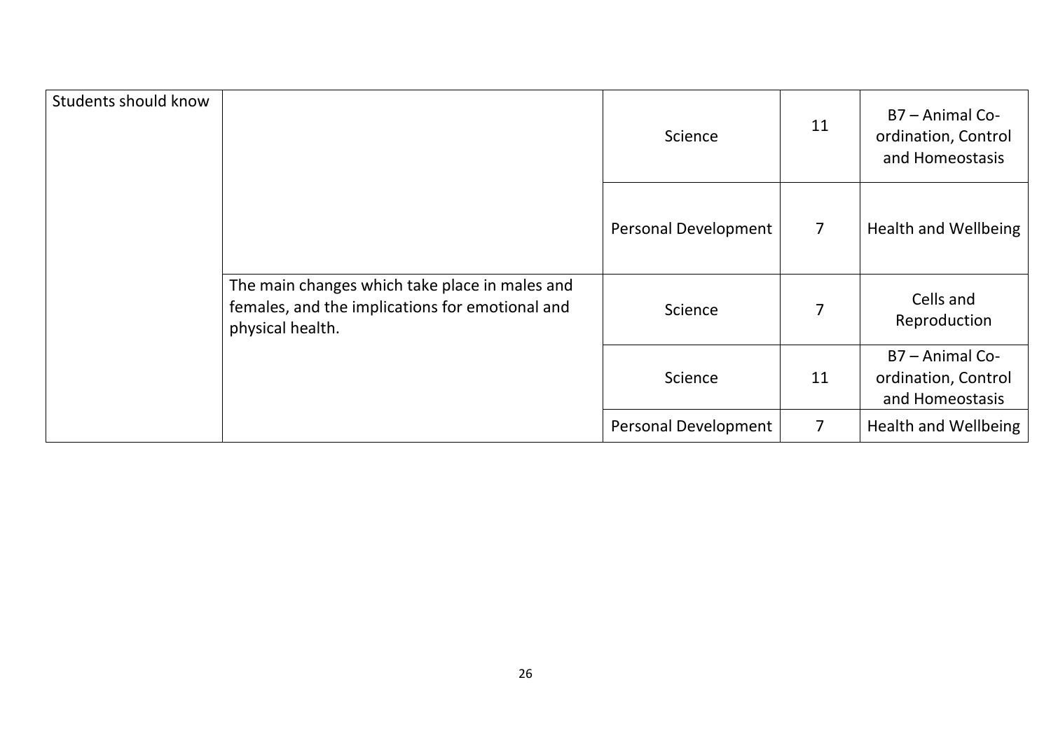| | | | | |
|---|---|---|---|---|
| Students should know | | Science | 11 | B7 – Animal Co-ordination, Control and Homeostasis |
| | | Personal Development | 7 | Health and Wellbeing |
| | The main changes which take place in males and females, and the implications for emotional and physical health. | Science | 7 | Cells and Reproduction |
| | | Science | 11 | B7 – Animal Co-ordination, Control and Homeostasis |
| | | Personal Development | 7 | Health and Wellbeing |